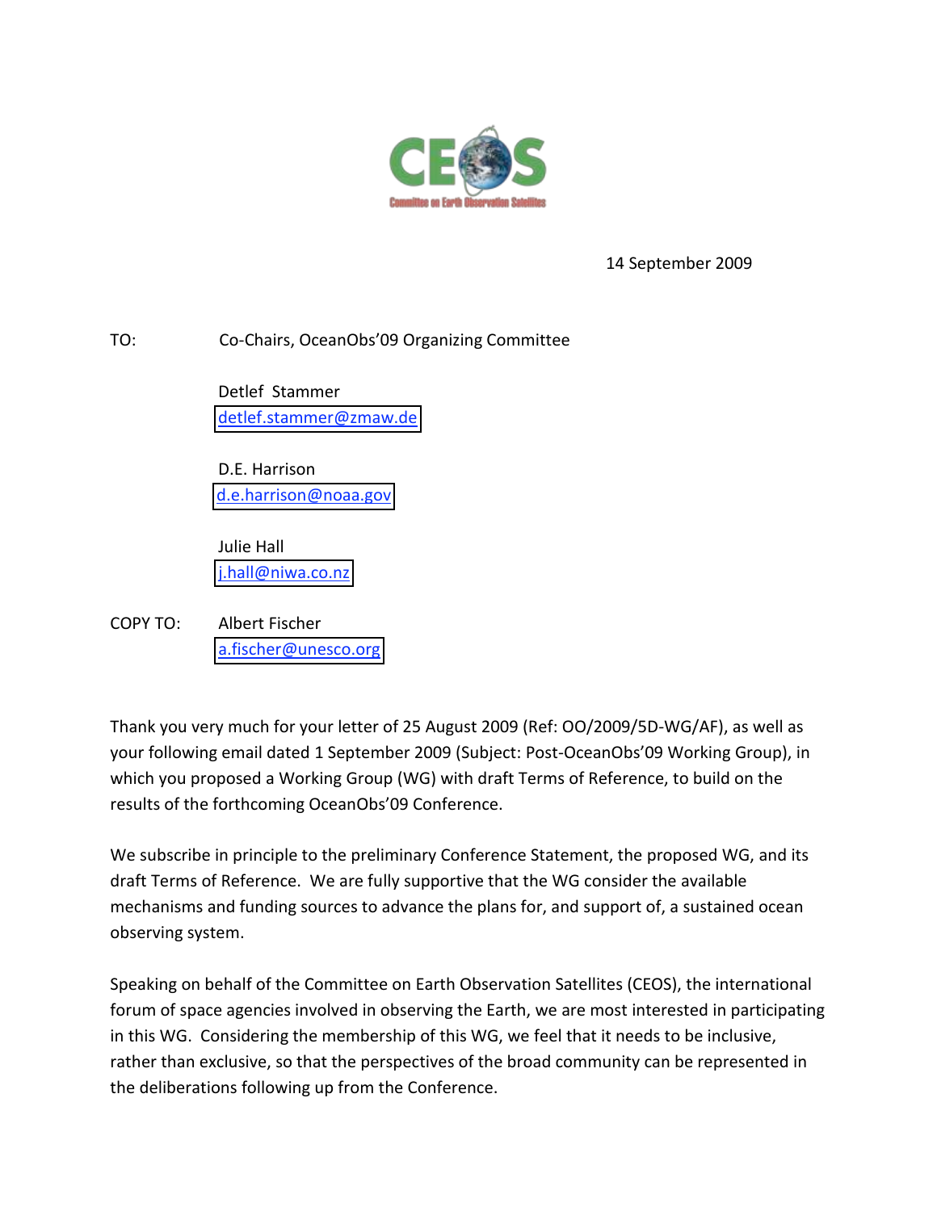CEOS

Committee on Earth Observation Satellites

14 September 2009

TO: Co-Chairs, OceanObs'09 Organizing Committee

Detlef Stammer
detlef.stammer@zmaw.de

D.E. Harrison
d.e.harrison@noaa.gov

Julie Hall
j.hall@niwa.co.nz

COPY TO: Albert Fischer
a.fischer@unesco.org

Thank you very much for your letter of 25 August 2009 (Ref: OO/2009/5D-WG/AF), as well as your following email dated 1 September 2009 (Subject: Post-OceanObs'09 Working Group), in which you proposed a Working Group (WG) with draft Terms of Reference, to build on the results of the forthcoming OceanObs'09 Conference.

We subscribe in principle to the preliminary Conference Statement, the proposed WG, and its draft Terms of Reference. We are fully supportive that the WG consider the available mechanisms and funding sources to advance the plans for, and support of, a sustained ocean observing system.

Speaking on behalf of the Committee on Earth Observation Satellites (CEOS), the international forum of space agencies involved in observing the Earth, we are most interested in participating in this WG. Considering the membership of this WG, we feel that it needs to be inclusive, rather than exclusive, so that the perspectives of the broad community can be represented in the deliberations following up from the Conference.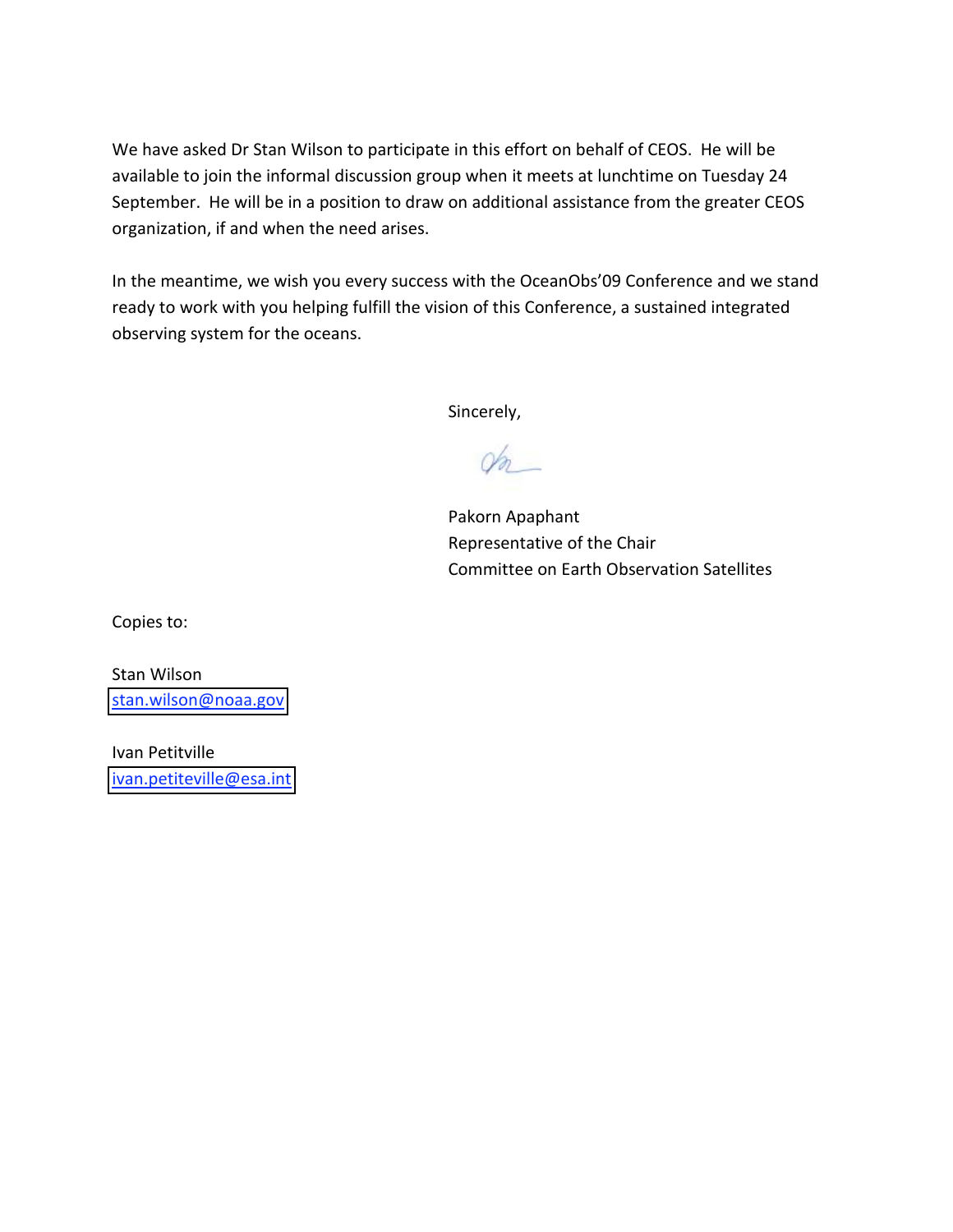We have asked Dr Stan Wilson to participate in this effort on behalf of CEOS. He will be available to join the informal discussion group when it meets at lunchtime on Tuesday 24 September. He will be in a position to draw on additional assistance from the greater CEOS organization, if and when the need arises.

In the meantime, we wish you every success with the OceanObs'09 Conference and we stand ready to work with you helping fulfill the vision of this Conference, a sustained integrated observing system for the oceans.

Sincerely,

Pakorn Apaphant
Representative of the Chair
Committee on Earth Observation Satellites

Copies to:

Stan Wilson
stan.wilson@noaa.gov

Ivan Petitville
ivan.petiteville@esa.int